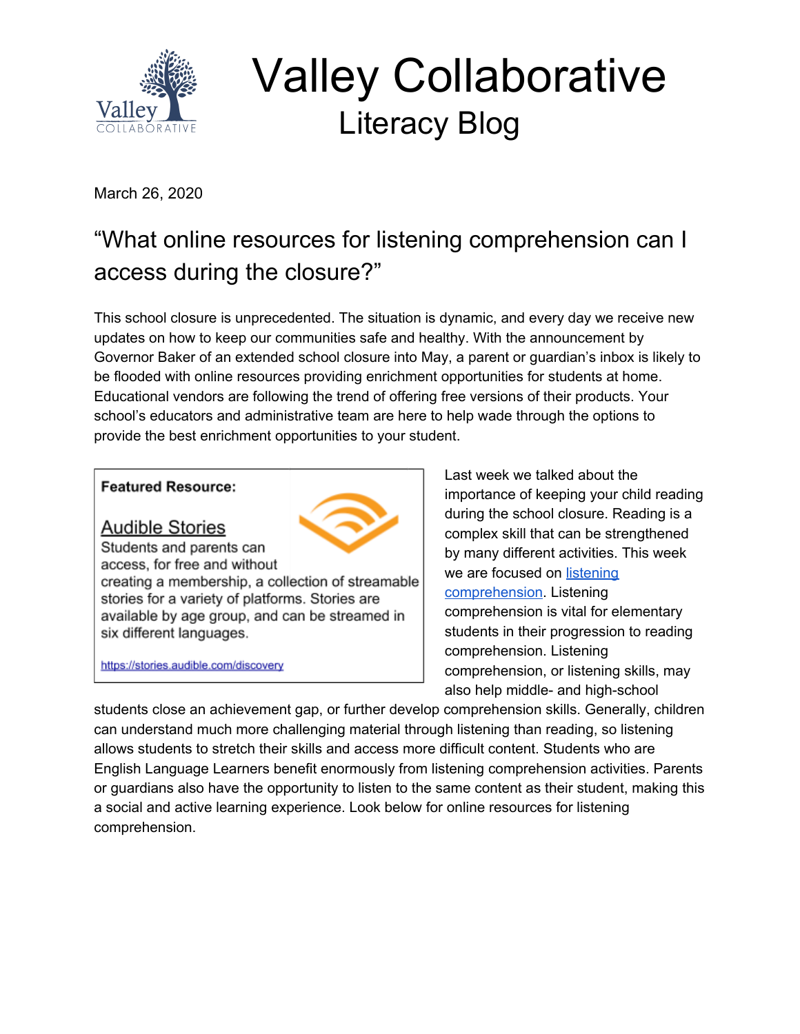# Valley Collaborative
## Literacy Blog

March 26, 2020

## "What online resources for listening comprehension can I access during the closure?"

This school closure is unprecedented. The situation is dynamic, and every day we receive new updates on how to keep our communities safe and healthy. With the announcement by Governor Baker of an extended school closure into May, a parent or guardian's inbox is likely to be flooded with online resources providing enrichment opportunities for students at home. Educational vendors are following the trend of offering free versions of their products. Your school's educators and administrative team are here to help wade through the options to provide the best enrichment opportunities to your student.

> **Featured Resource:**
>
> Audible Stories
> Students and parents can access, for free and without creating a membership, a collection of streamable stories for a variety of platforms. Stories are available by age group, and can be streamed in six different languages.
>
> https://stories.audible.com/discovery

Last week we talked about the importance of keeping your child reading during the school closure. Reading is a complex skill that can be strengthened by many different activities. This week we are focused on listening comprehension. Listening comprehension is vital for elementary students in their progression to reading comprehension. Listening comprehension, or listening skills, may also help middle- and high-school students close an achievement gap, or further develop comprehension skills. Generally, children can understand much more challenging material through listening than reading, so listening allows students to stretch their skills and access more difficult content. Students who are English Language Learners benefit enormously from listening comprehension activities. Parents or guardians also have the opportunity to listen to the same content as their student, making this a social and active learning experience. Look below for online resources for listening comprehension.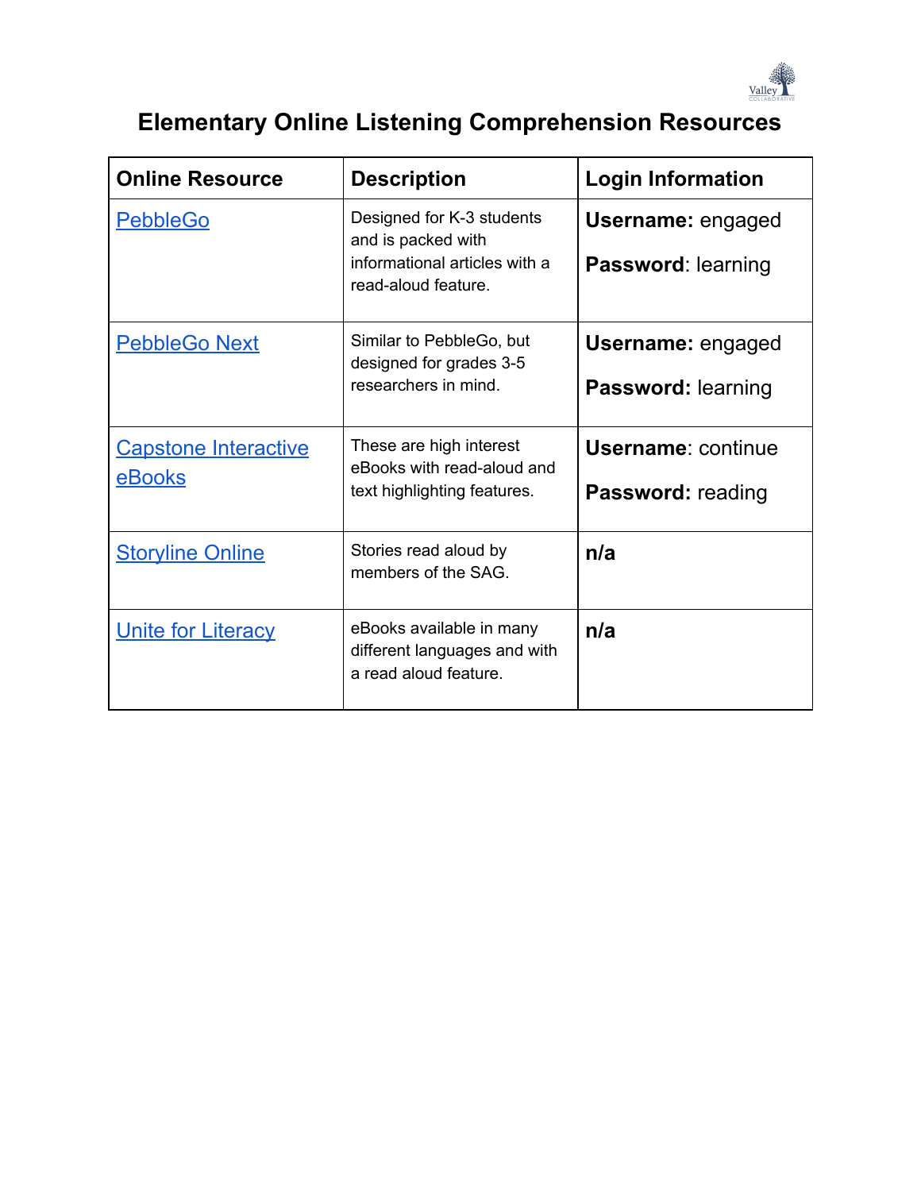# Elementary Online Listening Comprehension Resources

| Online Resource | Description | Login Information |
| --- | --- | --- |
| PebbleGo | Designed for K-3 students and is packed with informational articles with a read-aloud feature. | **Username:** engaged<br>**Password**: learning |
| PebbleGo Next | Similar to PebbleGo, but designed for grades 3-5 researchers in mind. | **Username:** engaged<br>**Password:** learning |
| Capstone Interactive eBooks | These are high interest eBooks with read-aloud and text highlighting features. | **Username**: continue<br>**Password:** reading |
| Storyline Online | Stories read aloud by members of the SAG. | **n/a** |
| Unite for Literacy | eBooks available in many different languages and with a read aloud feature. | **n/a** |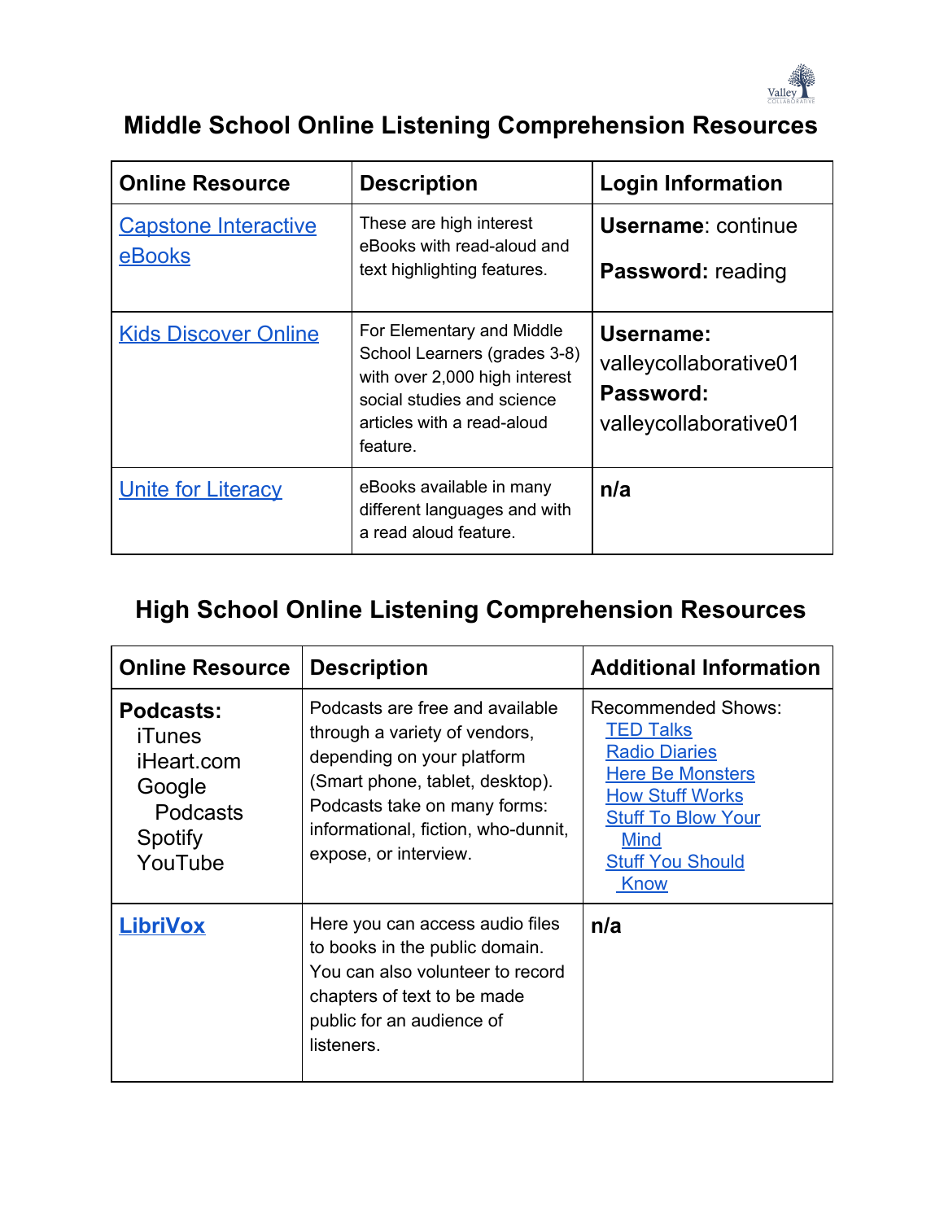# Middle School Online Listening Comprehension Resources

| Online Resource | Description | Login Information |
| --- | --- | --- |
| Capstone Interactive eBooks | These are high interest eBooks with read-aloud and text highlighting features. | **Username**: continue<br>**Password:** reading |
| Kids Discover Online | For Elementary and Middle School Learners (grades 3-8) with over 2,000 high interest social studies and science articles with a read-aloud feature. | **Username:** valleycollaborative01<br>**Password:** valleycollaborative01 |
| Unite for Literacy | eBooks available in many different languages and with a read aloud feature. | **n/a** |

# High School Online Listening Comprehension Resources

| Online Resource | Description | Additional Information |
| --- | --- | --- |
| **Podcasts:**<br>iTunes<br>iHeart.com<br>Google Podcasts<br>Spotify<br>YouTube | Podcasts are free and available through a variety of vendors, depending on your platform (Smart phone, tablet, desktop). Podcasts take on many forms: informational, fiction, who-dunnit, expose, or interview. | Recommended Shows:<br>TED Talks<br>Radio Diaries<br>Here Be Monsters<br>How Stuff Works<br>Stuff To Blow Your Mind<br>Stuff You Should Know |
| **LibriVox** | Here you can access audio files to books in the public domain. You can also volunteer to record chapters of text to be made public for an audience of listeners. | **n/a** |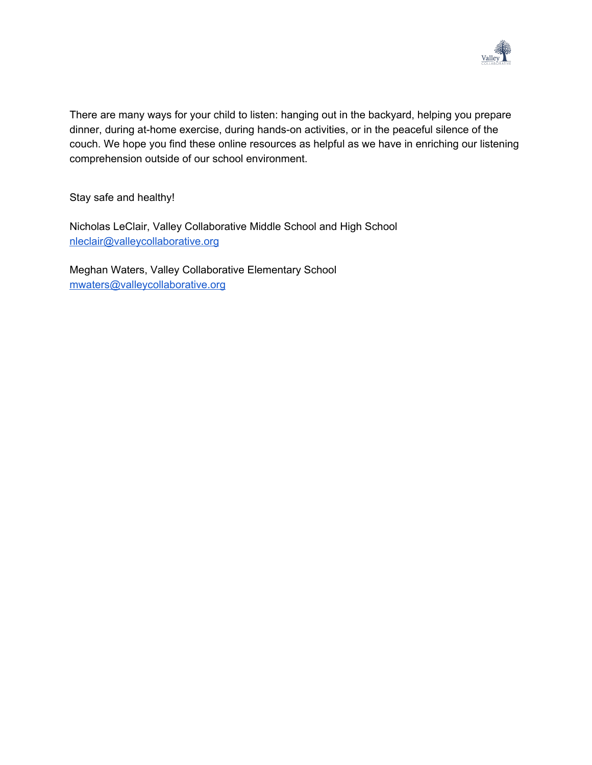There are many ways for your child to listen: hanging out in the backyard, helping you prepare dinner, during at-home exercise, during hands-on activities, or in the peaceful silence of the couch. We hope you find these online resources as helpful as we have in enriching our listening comprehension outside of our school environment.

Stay safe and healthy!

Nicholas LeClair, Valley Collaborative Middle School and High School
nleclair@valleycollaborative.org

Meghan Waters, Valley Collaborative Elementary School
mwaters@valleycollaborative.org